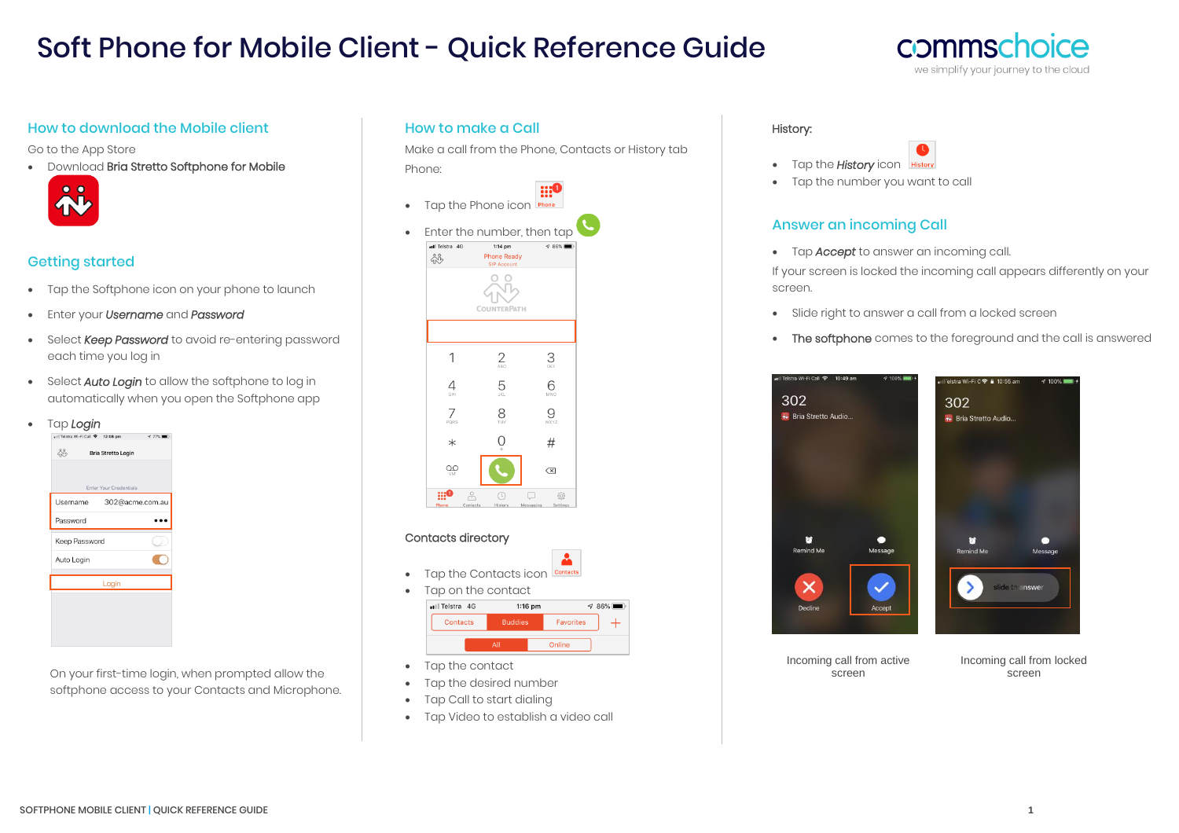# Soft Phone for Mobile Client - Quick Reference Guide

commschoice
we simplify your journey to the cloud

## How to download the Mobile client

Go to the App Store

- Download **Bria Stretto Softphone for Mobile**

## Getting started

- Tap the Softphone icon on your phone to launch
- Enter your ***Username*** and ***Password***
- Select ***Keep Password*** to avoid re-entering password each time you log in
- Select ***Auto Login*** to allow the softphone to log in automatically when you open the Softphone app
- Tap ***Login***

On your first-time login, when prompted allow the softphone access to your Contacts and Microphone.

## How to make a Call

Make a call from the Phone, Contacts or History tab

Phone:

- Tap the Phone icon
- Enter the number, then tap

### Contacts directory

- Tap the Contacts icon
- Tap on the contact
- Tap the contact
- Tap the desired number
- Tap Call to start dialing
- Tap Video to establish a video call

### History:

- Tap the ***History*** icon
- Tap the number you want to call

## Answer an incoming Call

- Tap ***Accept*** to answer an incoming call.

If your screen is locked the incoming call appears differently on your screen.

- Slide right to answer a call from a locked screen
- **The softphone** comes to the foreground and the call is answered

Incoming call from active screen

Incoming call from locked screen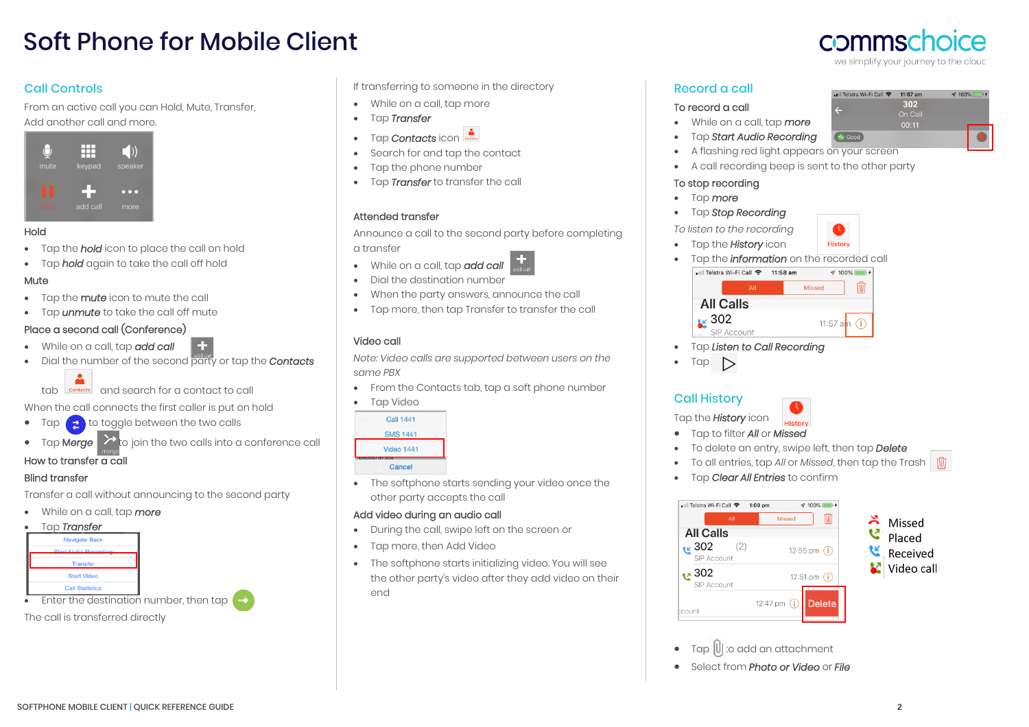# Soft Phone for Mobile Client

## Call Controls

From an active call you can Hold, Mute, Transfer, Add another call and more.

### Hold

- Tap the ***hold*** icon to place the call on hold
- Tap ***hold*** again to take the call off hold

### Mute

- Tap the ***mute*** icon to mute the call
- Tap ***unmute*** to take the call off mute

### Place a second call (Conference)

- While on a call, tap ***add call***
- Dial the number of the second party or tap the ***Contacts*** tab and search for a contact to call

When the call connects the first caller is put on hold

- Tap to toggle between the two calls
- Tap ***Merge*** to join the two calls into a conference call

### How to transfer a call

### Blind transfer

Transfer a call without announcing to the second party

- While on a call, tap ***more***
- Tap ***Transfer***
- Enter the destination number, then tap

The call is transferred directly

If transferring to someone in the directory

- While on a call, tap more
- Tap ***Transfer***
- Tap ***Contacts*** icon
- Search for and tap the contact
- Tap the phone number
- Tap ***Transfer*** to transfer the call

### Attended transfer

Announce a call to the second party before completing a transfer

- While on a call, tap ***add call***
- Dial the destination number
- When the party answers, announce the call
- Tap more, then tap Transfer to transfer the call

### Video call

*Note: Video calls are supported between users on the same PBX*

- From the Contacts tab, tap a soft phone number
- Tap Video
- The softphone starts sending your video once the other party accepts the call

### Add video during an audio call

- During the call, swipe left on the screen or
- Tap more, then Add Video
- The softphone starts initializing video. You will see the other party's video after they add video on their end

## Record a call

To record a call

- While on a call, tap ***more***
- Tap ***Start Audio Recording***
- A flashing red light appears on your screen
- A call recording beep is sent to the other party

To stop recording

- Tap ***more***
- Tap ***Stop Recording***

*To listen to the recording*

- Tap the ***History*** icon
- Tap the ***information*** on the recorded call
- Tap ***Listen to Call Recording***
- Tap

## Call History

Tap the ***History*** icon

- Tap to filter ***All*** or ***Missed***
- To delete an entry, swipe left, then tap ***Delete***
- To all entries, tap *All* or *Missed*, then tap the Trash
- Tap ***Clear All Entries*** to confirm

Missed
Placed
Received
Video call

- Tap to add an attachment
- Select from ***Photo or Video*** or ***File***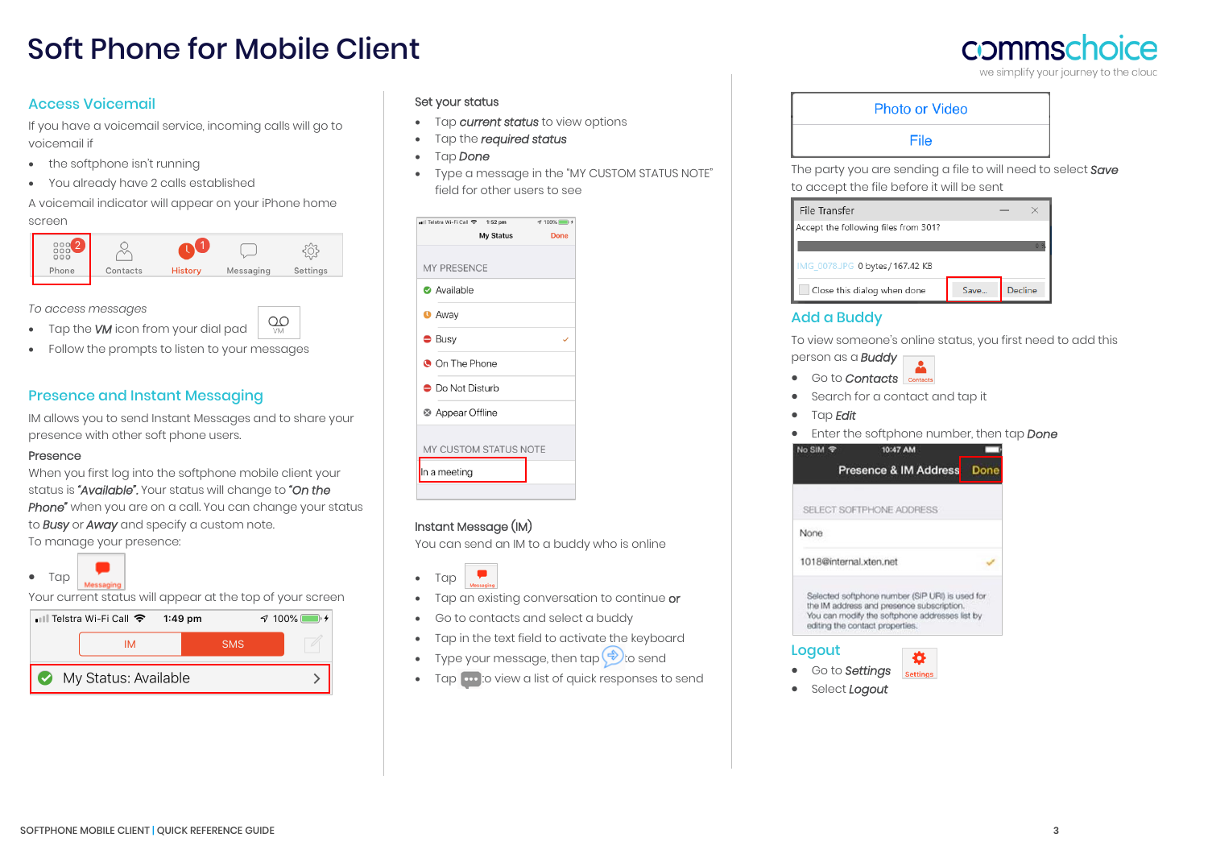# Soft Phone for Mobile Client

## Access Voicemail

If you have a voicemail service, incoming calls will go to voicemail if

- the softphone isn't running
- You already have 2 calls established

A voicemail indicator will appear on your iPhone home screen

Phone Contacts History Messaging Settings

*To access messages*

- Tap the *VM* icon from your dial pad
- Follow the prompts to listen to your messages

## Presence and Instant Messaging

IM allows you to send Instant Messages and to share your presence with other soft phone users.

### Presence

When you first log into the softphone mobile client your status is *"Available"*. Your status will change to *"On the Phone"* when you are on a call. You can change your status to *Busy* or *Away* and specify a custom note.

To manage your presence:

- Tap

Your current status will appear at the top of your screen

My Status: Available

### Set your status

- Tap *current status* to view options
- Tap the *required status*
- Tap *Done*
- Type a message in the "MY CUSTOM STATUS NOTE" field for other users to see

MY PRESENCE
Available
Away
Busy
On The Phone
Do Not Disturb
Appear Offline
MY CUSTOM STATUS NOTE
In a meeting

### Instant Message (IM)

You can send an IM to a buddy who is online

- Tap
- Tap an existing conversation to continue **or**
- Go to contacts and select a buddy
- Tap in the text field to activate the keyboard
- Type your message, then tap to send
- Tap to view a list of quick responses to send

Photo or Video
File

The party you are sending a file to will need to select *Save* to accept the file before it will be sent

## Add a Buddy

To view someone's online status, you first need to add this person as a *Buddy*

- Go to *Contacts*
- Search for a contact and tap it
- Tap *Edit*
- Enter the softphone number, then tap *Done*

## Logout

- Go to *Settings*
- Select *Logout*

SOFTPHONE MOBILE CLIENT | QUICK REFERENCE GUIDE